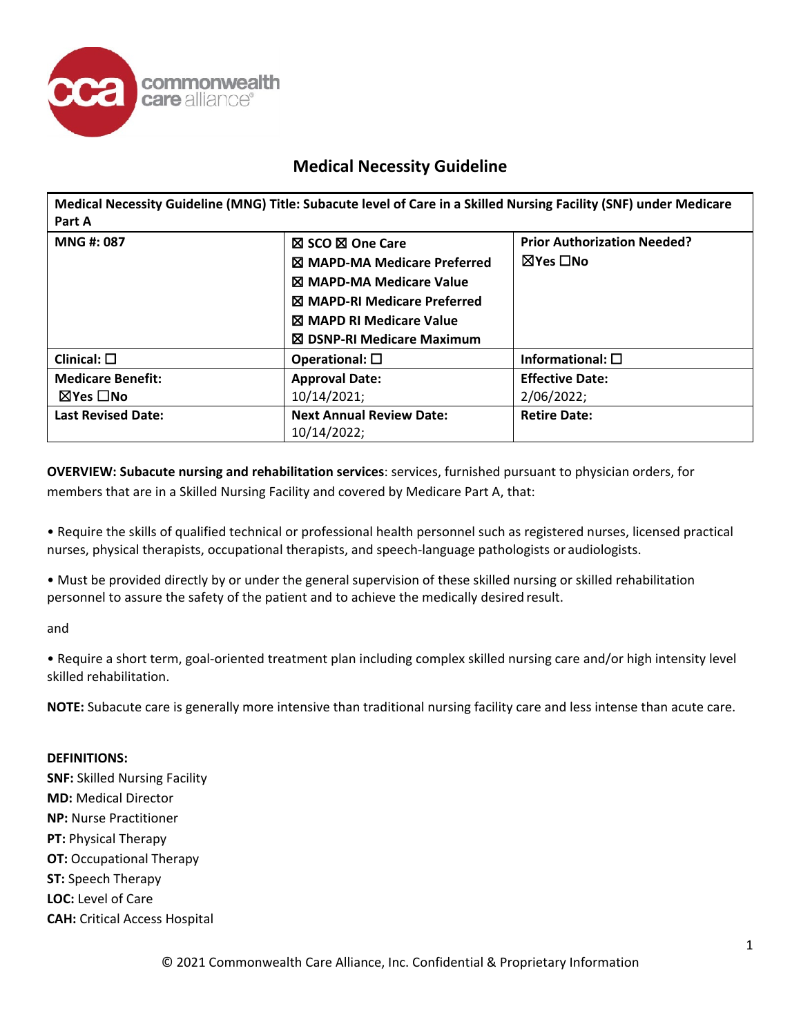# Medical Necessity Guideline

| Medical Necessity Guideline (MNG) Title: Subacute level of Care in a Skilled Nursing Facility (SNF) under Medicare Part A | | |
|---|---|---|
| **MNG #: 087** | ☒ SCO ☒ One Care<br>☒ MAPD-MA Medicare Preferred<br>☒ MAPD-MA Medicare Value<br>☒ MAPD-RI Medicare Preferred<br>☒ MAPD RI Medicare Value<br>☒ DSNP-RI Medicare Maximum | **Prior Authorization Needed?**<br>☒Yes ☐No |
| **Clinical:** ☐ | **Operational:** ☐ | **Informational:** ☐ |
| **Medicare Benefit:**<br>☒Yes ☐No | **Approval Date:**<br>10/14/2021; | **Effective Date:**<br>2/06/2022; |
| **Last Revised Date:** | **Next Annual Review Date:**<br>10/14/2022; | **Retire Date:** |

**OVERVIEW: Subacute nursing and rehabilitation services**: services, furnished pursuant to physician orders, for members that are in a Skilled Nursing Facility and covered by Medicare Part A, that:

- Require the skills of qualified technical or professional health personnel such as registered nurses, licensed practical nurses, physical therapists, occupational therapists, and speech-language pathologists or audiologists.

- Must be provided directly by or under the general supervision of these skilled nursing or skilled rehabilitation personnel to assure the safety of the patient and to achieve the medically desired result.

and

- Require a short term, goal-oriented treatment plan including complex skilled nursing care and/or high intensity level skilled rehabilitation.

**NOTE:** Subacute care is generally more intensive than traditional nursing facility care and less intense than acute care.

**DEFINITIONS:**

**SNF:** Skilled Nursing Facility
**MD:** Medical Director
**NP:** Nurse Practitioner
**PT:** Physical Therapy
**OT:** Occupational Therapy
**ST:** Speech Therapy
**LOC:** Level of Care
**CAH:** Critical Access Hospital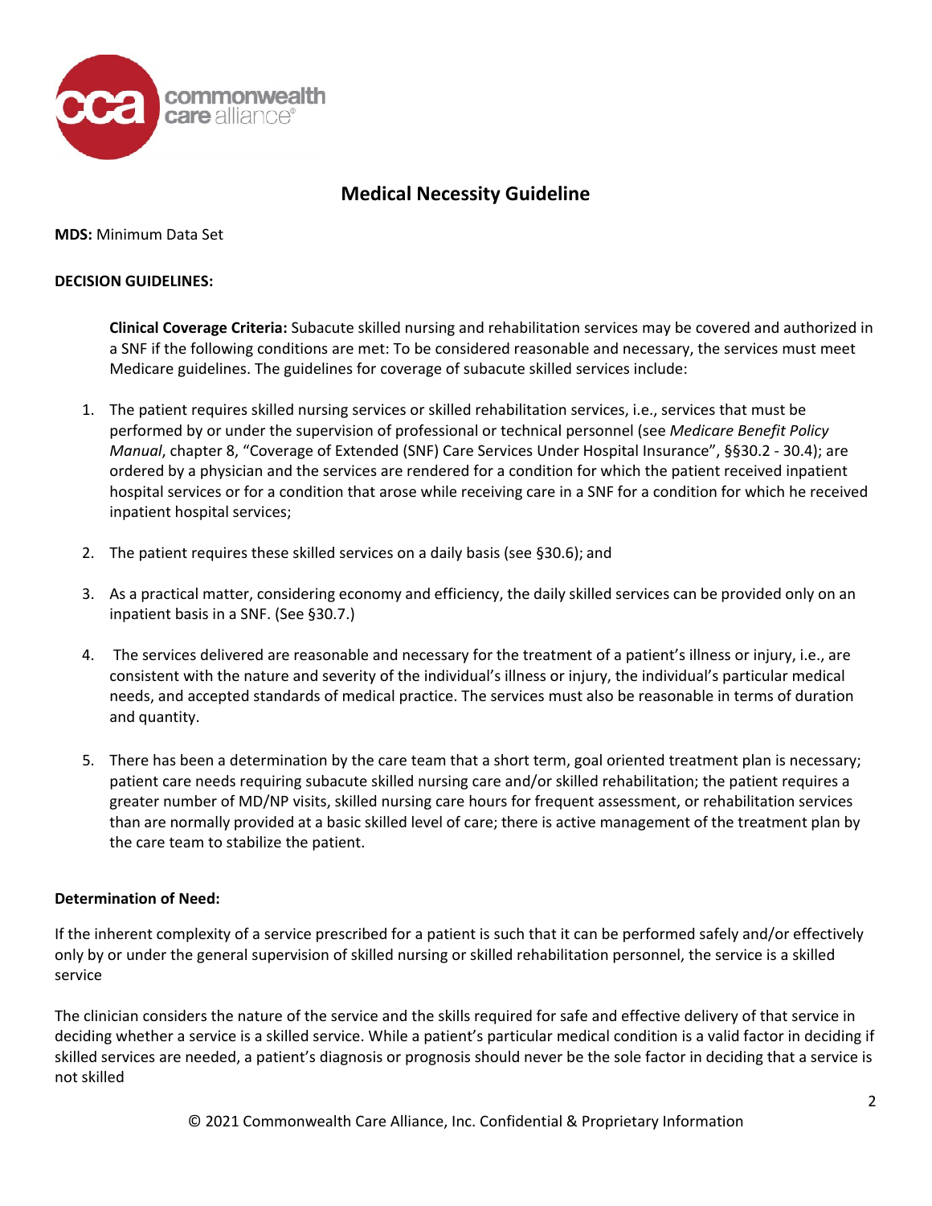# Medical Necessity Guideline

**MDS:** Minimum Data Set

**DECISION GUIDELINES:**

**Clinical Coverage Criteria:** Subacute skilled nursing and rehabilitation services may be covered and authorized in a SNF if the following conditions are met: To be considered reasonable and necessary, the services must meet Medicare guidelines. The guidelines for coverage of subacute skilled services include:

1. The patient requires skilled nursing services or skilled rehabilitation services, i.e., services that must be performed by or under the supervision of professional or technical personnel (see *Medicare Benefit Policy Manual*, chapter 8, "Coverage of Extended (SNF) Care Services Under Hospital Insurance", §§30.2 - 30.4); are ordered by a physician and the services are rendered for a condition for which the patient received inpatient hospital services or for a condition that arose while receiving care in a SNF for a condition for which he received inpatient hospital services;

2. The patient requires these skilled services on a daily basis (see §30.6); and

3. As a practical matter, considering economy and efficiency, the daily skilled services can be provided only on an inpatient basis in a SNF. (See §30.7.)

4. The services delivered are reasonable and necessary for the treatment of a patient's illness or injury, i.e., are consistent with the nature and severity of the individual's illness or injury, the individual's particular medical needs, and accepted standards of medical practice. The services must also be reasonable in terms of duration and quantity.

5. There has been a determination by the care team that a short term, goal oriented treatment plan is necessary; patient care needs requiring subacute skilled nursing care and/or skilled rehabilitation; the patient requires a greater number of MD/NP visits, skilled nursing care hours for frequent assessment, or rehabilitation services than are normally provided at a basic skilled level of care; there is active management of the treatment plan by the care team to stabilize the patient.

**Determination of Need:**

If the inherent complexity of a service prescribed for a patient is such that it can be performed safely and/or effectively only by or under the general supervision of skilled nursing or skilled rehabilitation personnel, the service is a skilled service

The clinician considers the nature of the service and the skills required for safe and effective delivery of that service in deciding whether a service is a skilled service. While a patient's particular medical condition is a valid factor in deciding if skilled services are needed, a patient's diagnosis or prognosis should never be the sole factor in deciding that a service is not skilled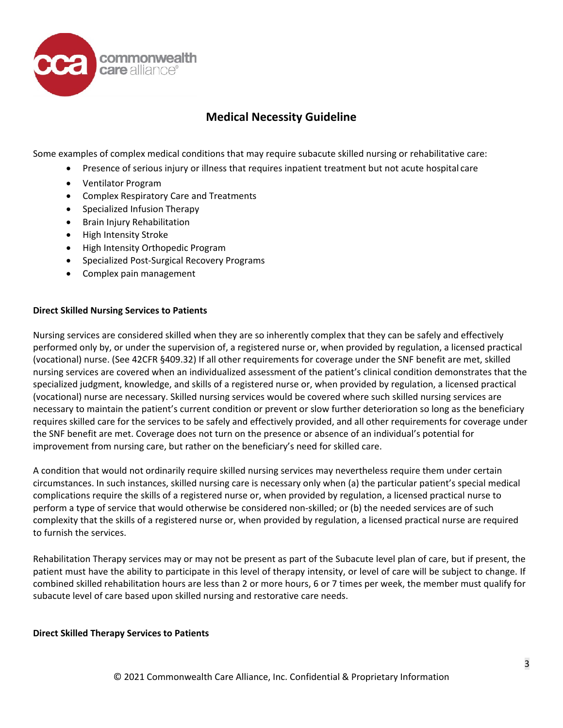## Medical Necessity Guideline

Some examples of complex medical conditions that may require subacute skilled nursing or rehabilitative care:

- Presence of serious injury or illness that requires inpatient treatment but not acute hospital care
- Ventilator Program
- Complex Respiratory Care and Treatments
- Specialized Infusion Therapy
- Brain Injury Rehabilitation
- High Intensity Stroke
- High Intensity Orthopedic Program
- Specialized Post-Surgical Recovery Programs
- Complex pain management

**Direct Skilled Nursing Services to Patients**

Nursing services are considered skilled when they are so inherently complex that they can be safely and effectively performed only by, or under the supervision of, a registered nurse or, when provided by regulation, a licensed practical (vocational) nurse. (See 42CFR §409.32) If all other requirements for coverage under the SNF benefit are met, skilled nursing services are covered when an individualized assessment of the patient's clinical condition demonstrates that the specialized judgment, knowledge, and skills of a registered nurse or, when provided by regulation, a licensed practical (vocational) nurse are necessary. Skilled nursing services would be covered where such skilled nursing services are necessary to maintain the patient's current condition or prevent or slow further deterioration so long as the beneficiary requires skilled care for the services to be safely and effectively provided, and all other requirements for coverage under the SNF benefit are met. Coverage does not turn on the presence or absence of an individual's potential for improvement from nursing care, but rather on the beneficiary's need for skilled care.

A condition that would not ordinarily require skilled nursing services may nevertheless require them under certain circumstances. In such instances, skilled nursing care is necessary only when (a) the particular patient's special medical complications require the skills of a registered nurse or, when provided by regulation, a licensed practical nurse to perform a type of service that would otherwise be considered non-skilled; or (b) the needed services are of such complexity that the skills of a registered nurse or, when provided by regulation, a licensed practical nurse are required to furnish the services.

Rehabilitation Therapy services may or may not be present as part of the Subacute level plan of care, but if present, the patient must have the ability to participate in this level of therapy intensity, or level of care will be subject to change. If combined skilled rehabilitation hours are less than 2 or more hours, 6 or 7 times per week, the member must qualify for subacute level of care based upon skilled nursing and restorative care needs.

**Direct Skilled Therapy Services to Patients**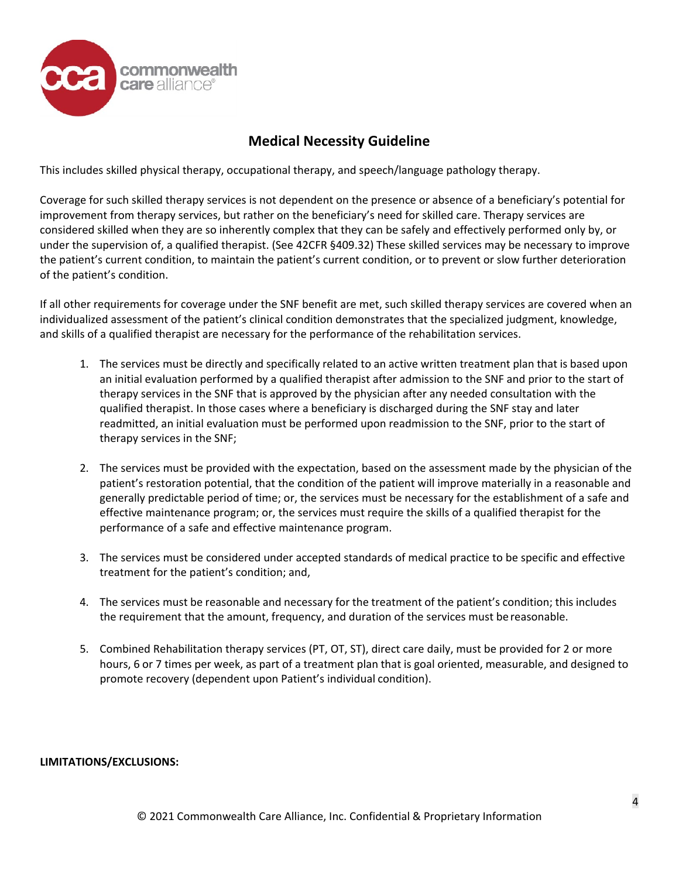## Medical Necessity Guideline

This includes skilled physical therapy, occupational therapy, and speech/language pathology therapy.

Coverage for such skilled therapy services is not dependent on the presence or absence of a beneficiary's potential for improvement from therapy services, but rather on the beneficiary's need for skilled care. Therapy services are considered skilled when they are so inherently complex that they can be safely and effectively performed only by, or under the supervision of, a qualified therapist. (See 42CFR §409.32) These skilled services may be necessary to improve the patient's current condition, to maintain the patient's current condition, or to prevent or slow further deterioration of the patient's condition.

If all other requirements for coverage under the SNF benefit are met, such skilled therapy services are covered when an individualized assessment of the patient's clinical condition demonstrates that the specialized judgment, knowledge, and skills of a qualified therapist are necessary for the performance of the rehabilitation services.

1. The services must be directly and specifically related to an active written treatment plan that is based upon an initial evaluation performed by a qualified therapist after admission to the SNF and prior to the start of therapy services in the SNF that is approved by the physician after any needed consultation with the qualified therapist. In those cases where a beneficiary is discharged during the SNF stay and later readmitted, an initial evaluation must be performed upon readmission to the SNF, prior to the start of therapy services in the SNF;

2. The services must be provided with the expectation, based on the assessment made by the physician of the patient's restoration potential, that the condition of the patient will improve materially in a reasonable and generally predictable period of time; or, the services must be necessary for the establishment of a safe and effective maintenance program; or, the services must require the skills of a qualified therapist for the performance of a safe and effective maintenance program.

3. The services must be considered under accepted standards of medical practice to be specific and effective treatment for the patient's condition; and,

4. The services must be reasonable and necessary for the treatment of the patient's condition; this includes the requirement that the amount, frequency, and duration of the services must be reasonable.

5. Combined Rehabilitation therapy services (PT, OT, ST), direct care daily, must be provided for 2 or more hours, 6 or 7 times per week, as part of a treatment plan that is goal oriented, measurable, and designed to promote recovery (dependent upon Patient's individual condition).

**LIMITATIONS/EXCLUSIONS:**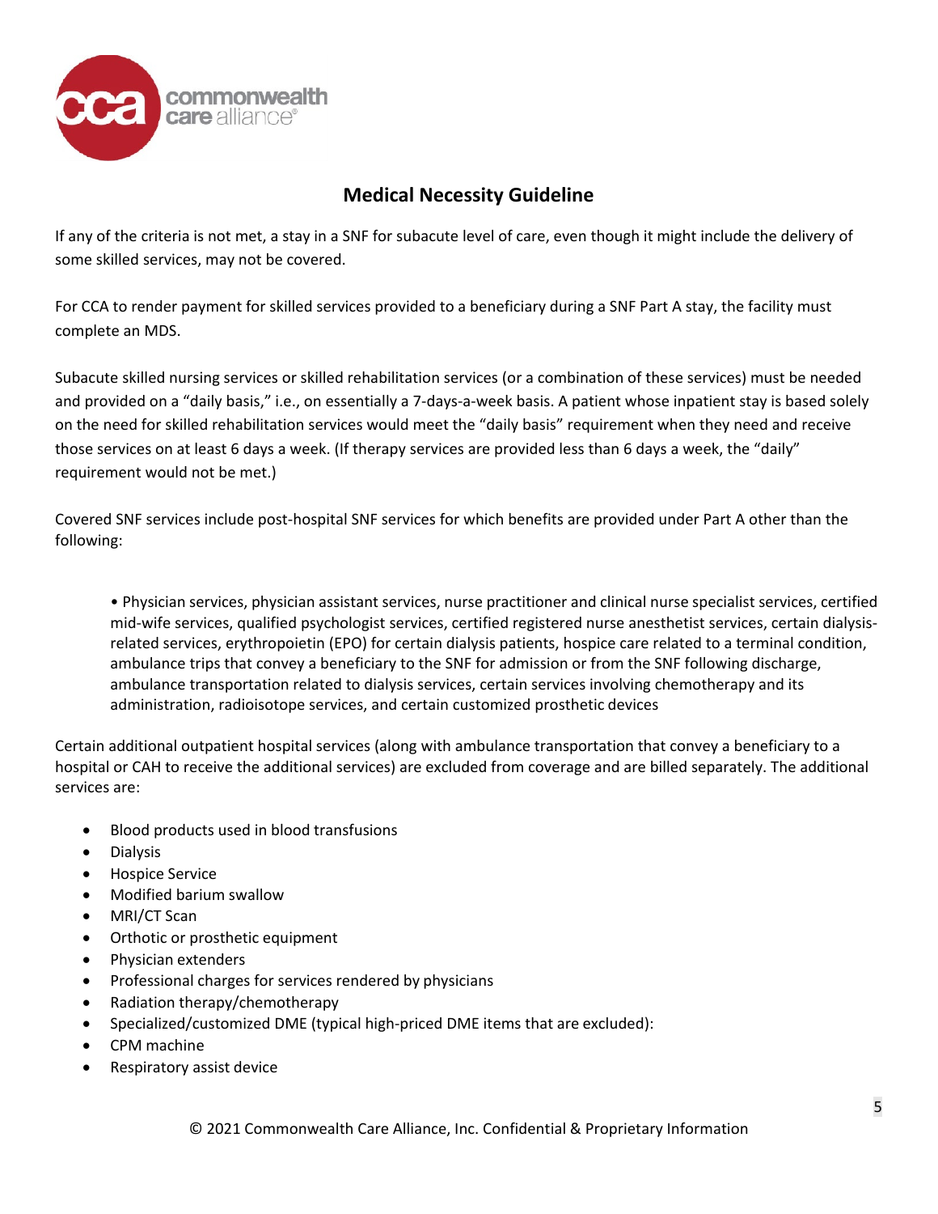## Medical Necessity Guideline

If any of the criteria is not met, a stay in a SNF for subacute level of care, even though it might include the delivery of some skilled services, may not be covered.

For CCA to render payment for skilled services provided to a beneficiary during a SNF Part A stay, the facility must complete an MDS.

Subacute skilled nursing services or skilled rehabilitation services (or a combination of these services) must be needed and provided on a "daily basis," i.e., on essentially a 7-days-a-week basis. A patient whose inpatient stay is based solely on the need for skilled rehabilitation services would meet the "daily basis" requirement when they need and receive those services on at least 6 days a week. (If therapy services are provided less than 6 days a week, the "daily" requirement would not be met.)

Covered SNF services include post-hospital SNF services for which benefits are provided under Part A other than the following:

- Physician services, physician assistant services, nurse practitioner and clinical nurse specialist services, certified mid-wife services, qualified psychologist services, certified registered nurse anesthetist services, certain dialysis-related services, erythropoietin (EPO) for certain dialysis patients, hospice care related to a terminal condition, ambulance trips that convey a beneficiary to the SNF for admission or from the SNF following discharge, ambulance transportation related to dialysis services, certain services involving chemotherapy and its administration, radioisotope services, and certain customized prosthetic devices

Certain additional outpatient hospital services (along with ambulance transportation that convey a beneficiary to a hospital or CAH to receive the additional services) are excluded from coverage and are billed separately. The additional services are:

- Blood products used in blood transfusions
- Dialysis
- Hospice Service
- Modified barium swallow
- MRI/CT Scan
- Orthotic or prosthetic equipment
- Physician extenders
- Professional charges for services rendered by physicians
- Radiation therapy/chemotherapy
- Specialized/customized DME (typical high-priced DME items that are excluded):
- CPM machine
- Respiratory assist device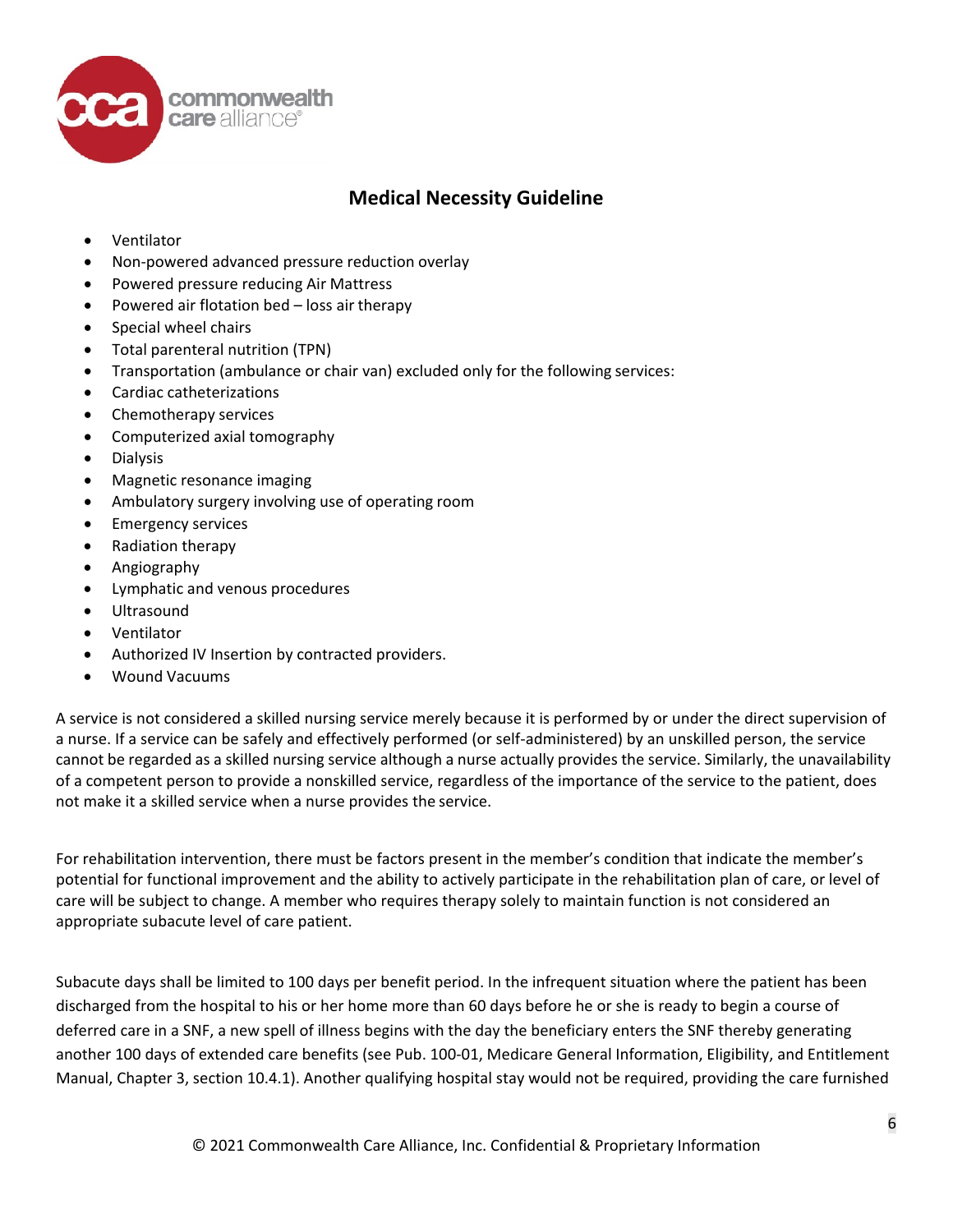- Ventilator
- Non-powered advanced pressure reduction overlay
- Powered pressure reducing Air Mattress
- Powered air flotation bed – loss air therapy
- Special wheel chairs
- Total parenteral nutrition (TPN)
- Transportation (ambulance or chair van) excluded only for the following services:
- Cardiac catheterizations
- Chemotherapy services
- Computerized axial tomography
- Dialysis
- Magnetic resonance imaging
- Ambulatory surgery involving use of operating room
- Emergency services
- Radiation therapy
- Angiography
- Lymphatic and venous procedures
- Ultrasound
- Ventilator
- Authorized IV Insertion by contracted providers.
- Wound Vacuums

A service is not considered a skilled nursing service merely because it is performed by or under the direct supervision of a nurse. If a service can be safely and effectively performed (or self-administered) by an unskilled person, the service cannot be regarded as a skilled nursing service although a nurse actually provides the service. Similarly, the unavailability of a competent person to provide a nonskilled service, regardless of the importance of the service to the patient, does not make it a skilled service when a nurse provides the service.

For rehabilitation intervention, there must be factors present in the member's condition that indicate the member's potential for functional improvement and the ability to actively participate in the rehabilitation plan of care, or level of care will be subject to change. A member who requires therapy solely to maintain function is not considered an appropriate subacute level of care patient.

Subacute days shall be limited to 100 days per benefit period. In the infrequent situation where the patient has been discharged from the hospital to his or her home more than 60 days before he or she is ready to begin a course of deferred care in a SNF, a new spell of illness begins with the day the beneficiary enters the SNF thereby generating another 100 days of extended care benefits (see Pub. 100-01, Medicare General Information, Eligibility, and Entitlement Manual, Chapter 3, section 10.4.1). Another qualifying hospital stay would not be required, providing the care furnished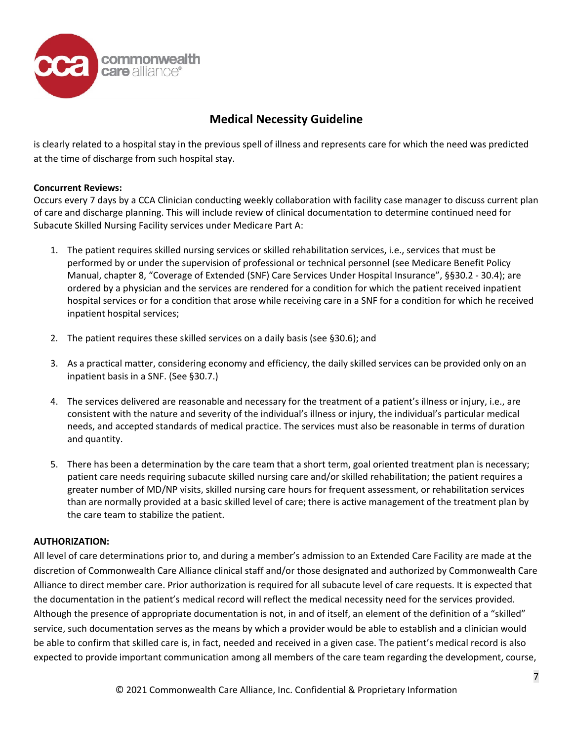is clearly related to a hospital stay in the previous spell of illness and represents care for which the need was predicted at the time of discharge from such hospital stay.

**Concurrent Reviews:**
Occurs every 7 days by a CCA Clinician conducting weekly collaboration with facility case manager to discuss current plan of care and discharge planning. This will include review of clinical documentation to determine continued need for Subacute Skilled Nursing Facility services under Medicare Part A:

1. The patient requires skilled nursing services or skilled rehabilitation services, i.e., services that must be performed by or under the supervision of professional or technical personnel (see Medicare Benefit Policy Manual, chapter 8, "Coverage of Extended (SNF) Care Services Under Hospital Insurance", §§30.2 - 30.4); are ordered by a physician and the services are rendered for a condition for which the patient received inpatient hospital services or for a condition that arose while receiving care in a SNF for a condition for which he received inpatient hospital services;

2. The patient requires these skilled services on a daily basis (see §30.6); and

3. As a practical matter, considering economy and efficiency, the daily skilled services can be provided only on an inpatient basis in a SNF. (See §30.7.)

4. The services delivered are reasonable and necessary for the treatment of a patient's illness or injury, i.e., are consistent with the nature and severity of the individual's illness or injury, the individual's particular medical needs, and accepted standards of medical practice. The services must also be reasonable in terms of duration and quantity.

5. There has been a determination by the care team that a short term, goal oriented treatment plan is necessary; patient care needs requiring subacute skilled nursing care and/or skilled rehabilitation; the patient requires a greater number of MD/NP visits, skilled nursing care hours for frequent assessment, or rehabilitation services than are normally provided at a basic skilled level of care; there is active management of the treatment plan by the care team to stabilize the patient.

**AUTHORIZATION:**
All level of care determinations prior to, and during a member's admission to an Extended Care Facility are made at the discretion of Commonwealth Care Alliance clinical staff and/or those designated and authorized by Commonwealth Care Alliance to direct member care. Prior authorization is required for all subacute level of care requests. It is expected that the documentation in the patient's medical record will reflect the medical necessity need for the services provided. Although the presence of appropriate documentation is not, in and of itself, an element of the definition of a "skilled" service, such documentation serves as the means by which a provider would be able to establish and a clinician would be able to confirm that skilled care is, in fact, needed and received in a given case. The patient's medical record is also expected to provide important communication among all members of the care team regarding the development, course,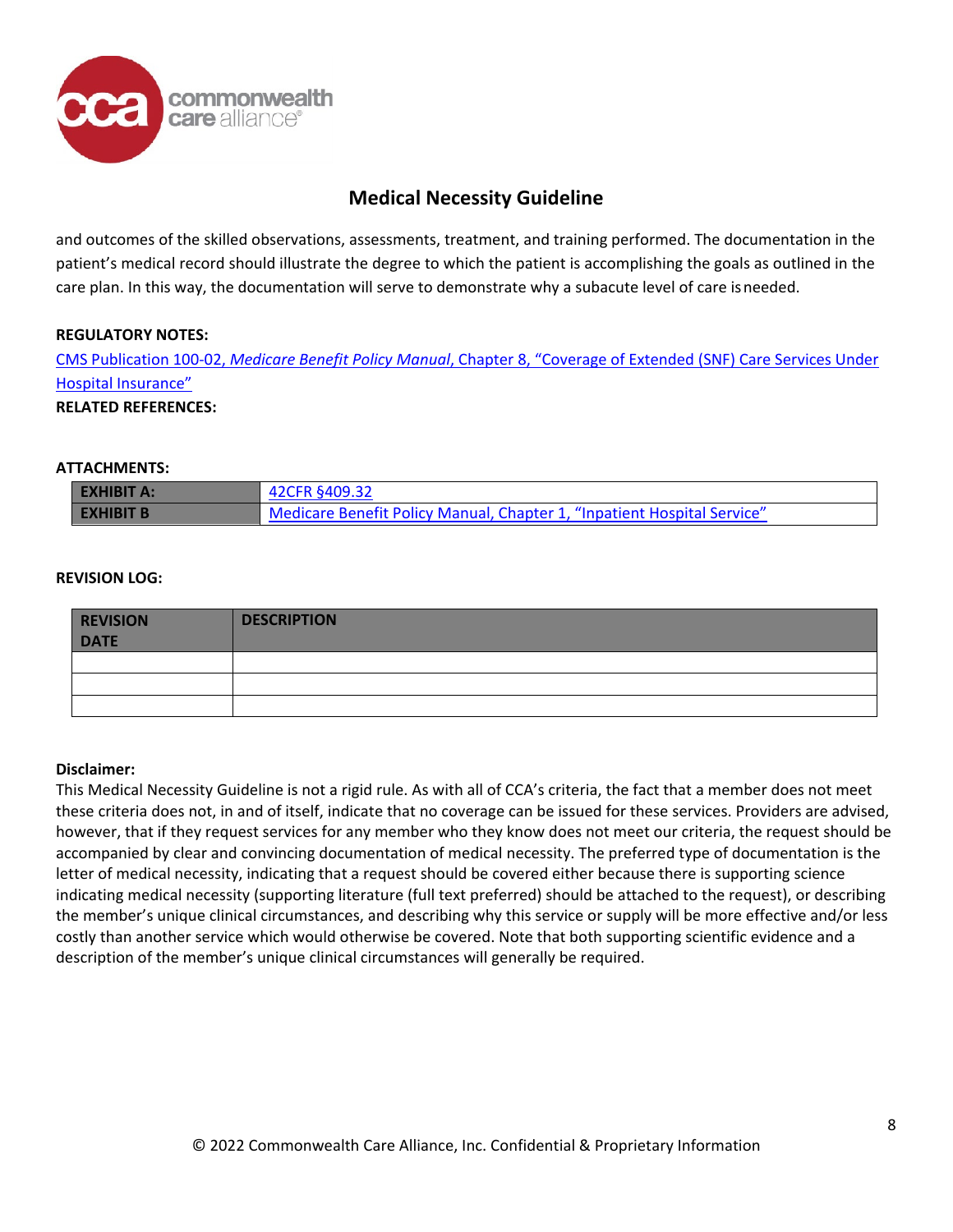and outcomes of the skilled observations, assessments, treatment, and training performed. The documentation in the patient's medical record should illustrate the degree to which the patient is accomplishing the goals as outlined in the care plan. In this way, the documentation will serve to demonstrate why a subacute level of care is needed.

**REGULATORY NOTES:**

CMS Publication 100-02, *Medicare Benefit Policy Manual*, Chapter 8, "Coverage of Extended (SNF) Care Services Under Hospital Insurance"

**RELATED REFERENCES:**

**ATTACHMENTS:**

| | |
|---|---|
| **EXHIBIT A:** | 42CFR §409.32 |
| **EXHIBIT B** | Medicare Benefit Policy Manual, Chapter 1, "Inpatient Hospital Service" |

**REVISION LOG:**

| REVISION DATE | DESCRIPTION |
|---|---|
| | |
| | |
| | |

**Disclaimer:**

This Medical Necessity Guideline is not a rigid rule. As with all of CCA's criteria, the fact that a member does not meet these criteria does not, in and of itself, indicate that no coverage can be issued for these services. Providers are advised, however, that if they request services for any member who they know does not meet our criteria, the request should be accompanied by clear and convincing documentation of medical necessity. The preferred type of documentation is the letter of medical necessity, indicating that a request should be covered either because there is supporting science indicating medical necessity (supporting literature (full text preferred) should be attached to the request), or describing the member's unique clinical circumstances, and describing why this service or supply will be more effective and/or less costly than another service which would otherwise be covered. Note that both supporting scientific evidence and a description of the member's unique clinical circumstances will generally be required.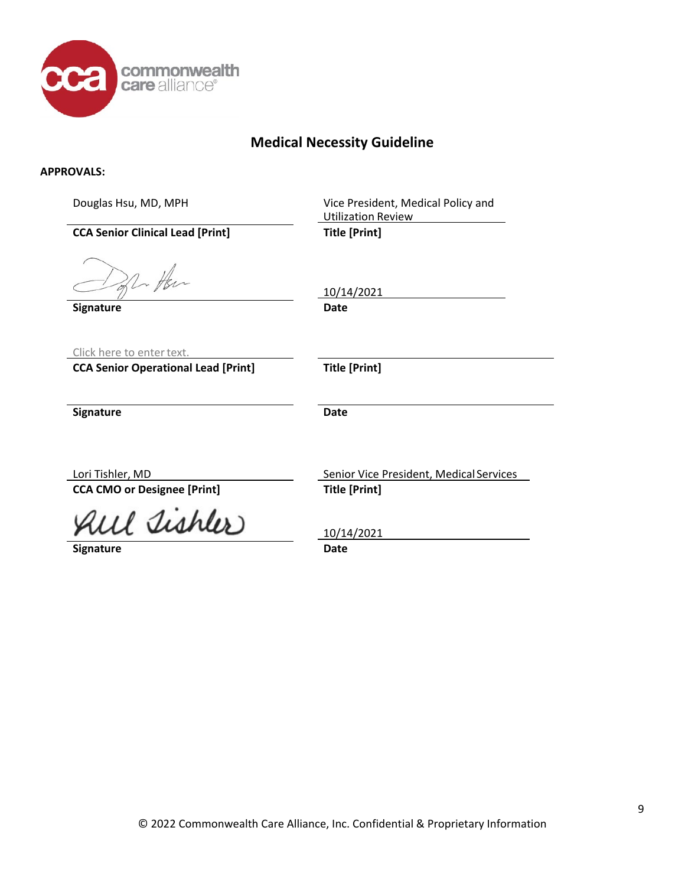## Medical Necessity Guideline

**APPROVALS:**

| | |
|---|---|
| Douglas Hsu, MD, MPH | Vice President, Medical Policy and Utilization Review |
| **CCA Senior Clinical Lead [Print]** | **Title [Print]** |
| | 10/14/2021 |
| **Signature** | **Date** |
| Click here to enter text. | |
| **CCA Senior Operational Lead [Print]** | **Title [Print]** |
| | |
| **Signature** | **Date** |
| Lori Tishler, MD | Senior Vice President, Medical Services |
| **CCA CMO or Designee [Print]** | **Title [Print]** |
| | 10/14/2021 |
| **Signature** | **Date** |

© 2022 Commonwealth Care Alliance, Inc. Confidential & Proprietary Information